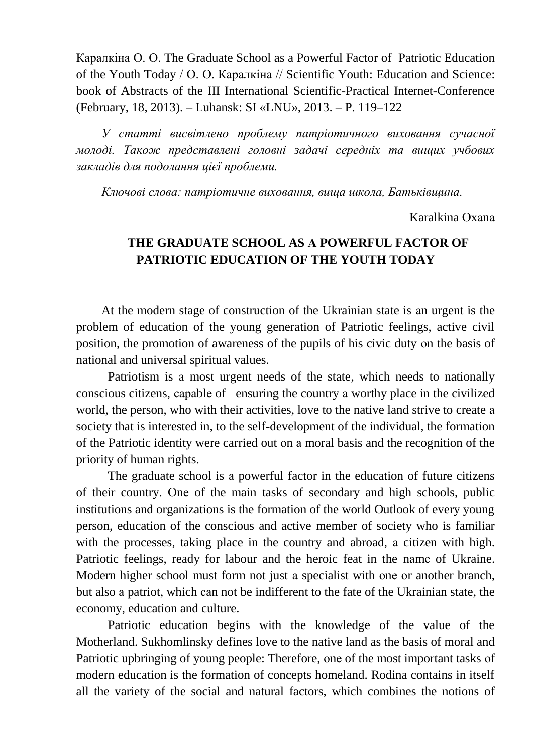Каралкіна О. О. The Graduate School as a Powerful Factor of Patriotic Education of the Youth Today / О. О. Каралкіна // Scientific Youth: Education and Science: book of Abstracts of the III International Scientific-Practical Internet-Conference (February, 18, 2013). – Luhansk: SI «LNU», 2013. – P. 119–122

*У статті висвітлено проблему патріотичного виховання сучасної молоді. Також представлені головні задачі середніх та вищих учбових закладів для подолання цієї проблеми.*

*Ключові слова: патріотичне виховання, вища школа, Батьківщина.*

Karalkina Oxana

## THE GRADUATE SCHOOL AS A POWERFUL FACTOR OF PATRIOTIC EDUCATION OF THE YOUTH TODAY

At the modern stage of construction of the Ukrainian state is an urgent is the problem of education of the young generation of Patriotic feelings, active civil position, the promotion of awareness of the pupils of his civic duty on the basis of national and universal spiritual values.

Patriotism is a most urgent needs of the state, which needs to nationally conscious citizens, capable of ensuring the country a worthy place in the civilized world, the person, who with their activities, love to the native land strive to create a society that is interested in, to the self-development of the individual, the formation of the Patriotic identity were carried out on a moral basis and the recognition of the priority of human rights.

The graduate school is a powerful factor in the education of future citizens of their country. One of the main tasks of secondary and high schools, public institutions and organizations is the formation of the world Outlook of every young person, education of the conscious and active member of society who is familiar with the processes, taking place in the country and abroad, a citizen with high. Patriotic feelings, ready for labour and the heroic feat in the name of Ukraine. Modern higher school must form not just a specialist with one or another branch, but also a patriot, which can not be indifferent to the fate of the Ukrainian state, the economy, education and culture.

Patriotic education begins with the knowledge of the value of the Motherland. Sukhomlinsky defines love to the native land as the basis of moral and Patriotic upbringing of young people: Therefore, one of the most important tasks of modern education is the formation of concepts homeland. Rodina contains in itself all the variety of the social and natural factors, which combines the notions of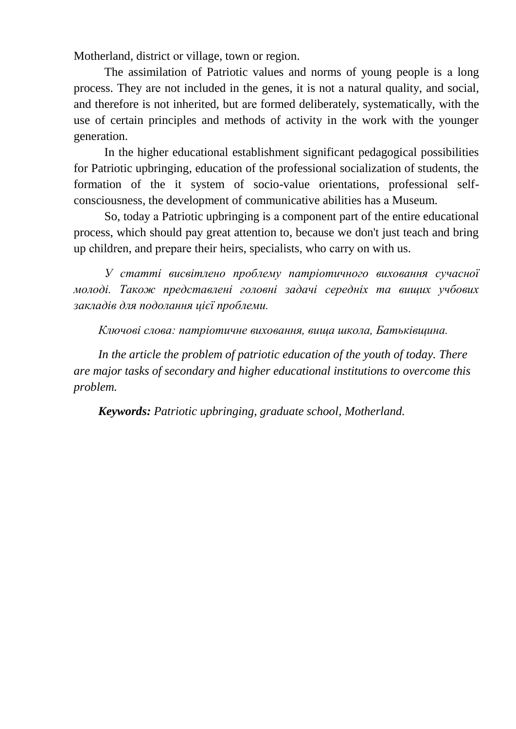Motherland, district or village, town or region.

The assimilation of Patriotic values and norms of young people is a long process. They are not included in the genes, it is not a natural quality, and social, and therefore is not inherited, but are formed deliberately, systematically, with the use of certain principles and methods of activity in the work with the younger generation.

In the higher educational establishment significant pedagogical possibilities for Patriotic upbringing, education of the professional socialization of students, the formation of the it system of socio-value orientations, professional self-consciousness, the development of communicative abilities has a Museum.

So, today a Patriotic upbringing is a component part of the entire educational process, which should pay great attention to, because we don't just teach and bring up children, and prepare their heirs, specialists, who carry on with us.

*У статті висвітлено проблему патріотичного виховання сучасної молоді. Також представлені головні задачі середніх та вищих учбових закладів для подолання цієї проблеми.*

*Ключові слова: патріотичне виховання, вища школа, Батьківщина.*

*In the article the problem of patriotic education of the youth of today. There are major tasks of secondary and higher educational institutions to overcome this problem.*

***Keywords:*** *Patriotic upbringing, graduate school, Motherland.*